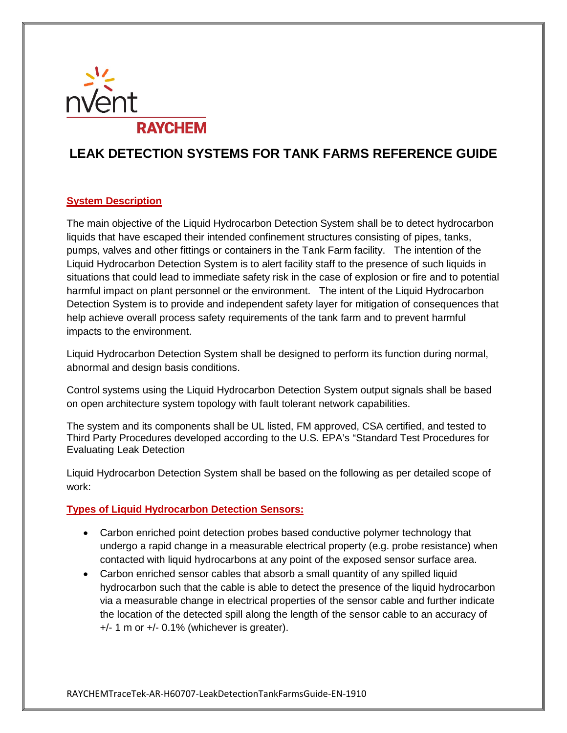nVent

RAYCHEM

# LEAK DETECTION SYSTEMS FOR TANK FARMS REFERENCE GUIDE

## System Description

The main objective of the Liquid Hydrocarbon Detection System shall be to detect hydrocarbon liquids that have escaped their intended confinement structures consisting of pipes, tanks, pumps, valves and other fittings or containers in the Tank Farm facility. The intention of the Liquid Hydrocarbon Detection System is to alert facility staff to the presence of such liquids in situations that could lead to immediate safety risk in the case of explosion or fire and to potential harmful impact on plant personnel or the environment. The intent of the Liquid Hydrocarbon Detection System is to provide and independent safety layer for mitigation of consequences that help achieve overall process safety requirements of the tank farm and to prevent harmful impacts to the environment.

Liquid Hydrocarbon Detection System shall be designed to perform its function during normal, abnormal and design basis conditions.

Control systems using the Liquid Hydrocarbon Detection System output signals shall be based on open architecture system topology with fault tolerant network capabilities.

The system and its components shall be UL listed, FM approved, CSA certified, and tested to Third Party Procedures developed according to the U.S. EPA's "Standard Test Procedures for Evaluating Leak Detection

Liquid Hydrocarbon Detection System shall be based on the following as per detailed scope of work:

## Types of Liquid Hydrocarbon Detection Sensors:

- Carbon enriched point detection probes based conductive polymer technology that undergo a rapid change in a measurable electrical property (e.g. probe resistance) when contacted with liquid hydrocarbons at any point of the exposed sensor surface area.
- Carbon enriched sensor cables that absorb a small quantity of any spilled liquid hydrocarbon such that the cable is able to detect the presence of the liquid hydrocarbon via a measurable change in electrical properties of the sensor cable and further indicate the location of the detected spill along the length of the sensor cable to an accuracy of +/- 1 m or +/- 0.1% (whichever is greater).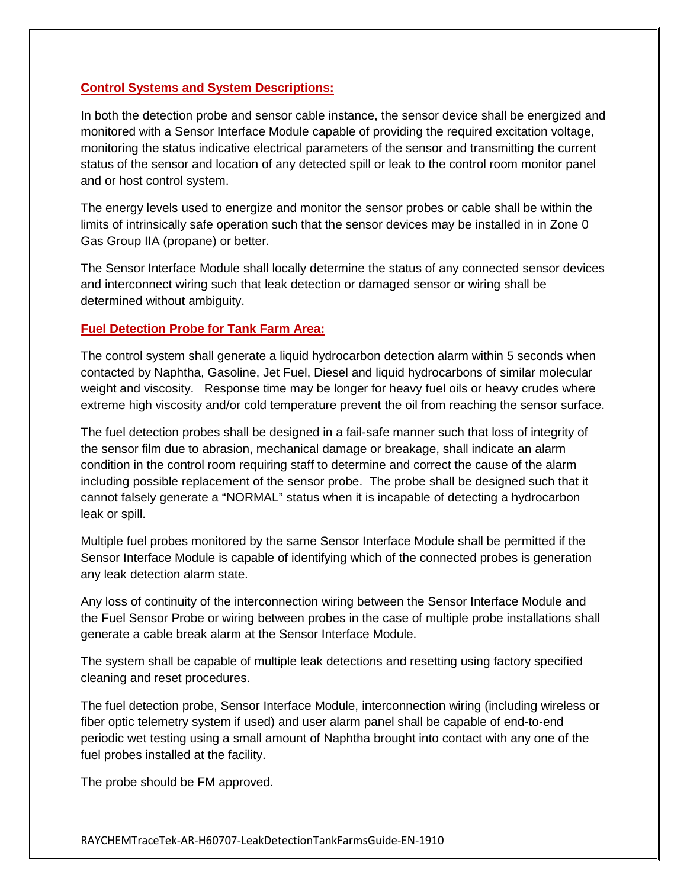## Control Systems and System Descriptions:

In both the detection probe and sensor cable instance, the sensor device shall be energized and monitored with a Sensor Interface Module capable of providing the required excitation voltage, monitoring the status indicative electrical parameters of the sensor and transmitting the current status of the sensor and location of any detected spill or leak to the control room monitor panel and or host control system.

The energy levels used to energize and monitor the sensor probes or cable shall be within the limits of intrinsically safe operation such that the sensor devices may be installed in in Zone 0 Gas Group IIA (propane) or better.

The Sensor Interface Module shall locally determine the status of any connected sensor devices and interconnect wiring such that leak detection or damaged sensor or wiring shall be determined without ambiguity.

## Fuel Detection Probe for Tank Farm Area:

The control system shall generate a liquid hydrocarbon detection alarm within 5 seconds when contacted by Naphtha, Gasoline, Jet Fuel, Diesel and liquid hydrocarbons of similar molecular weight and viscosity. Response time may be longer for heavy fuel oils or heavy crudes where extreme high viscosity and/or cold temperature prevent the oil from reaching the sensor surface.

The fuel detection probes shall be designed in a fail-safe manner such that loss of integrity of the sensor film due to abrasion, mechanical damage or breakage, shall indicate an alarm condition in the control room requiring staff to determine and correct the cause of the alarm including possible replacement of the sensor probe. The probe shall be designed such that it cannot falsely generate a "NORMAL" status when it is incapable of detecting a hydrocarbon leak or spill.

Multiple fuel probes monitored by the same Sensor Interface Module shall be permitted if the Sensor Interface Module is capable of identifying which of the connected probes is generation any leak detection alarm state.

Any loss of continuity of the interconnection wiring between the Sensor Interface Module and the Fuel Sensor Probe or wiring between probes in the case of multiple probe installations shall generate a cable break alarm at the Sensor Interface Module.

The system shall be capable of multiple leak detections and resetting using factory specified cleaning and reset procedures.

The fuel detection probe, Sensor Interface Module, interconnection wiring (including wireless or fiber optic telemetry system if used) and user alarm panel shall be capable of end-to-end periodic wet testing using a small amount of Naphtha brought into contact with any one of the fuel probes installed at the facility.

The probe should be FM approved.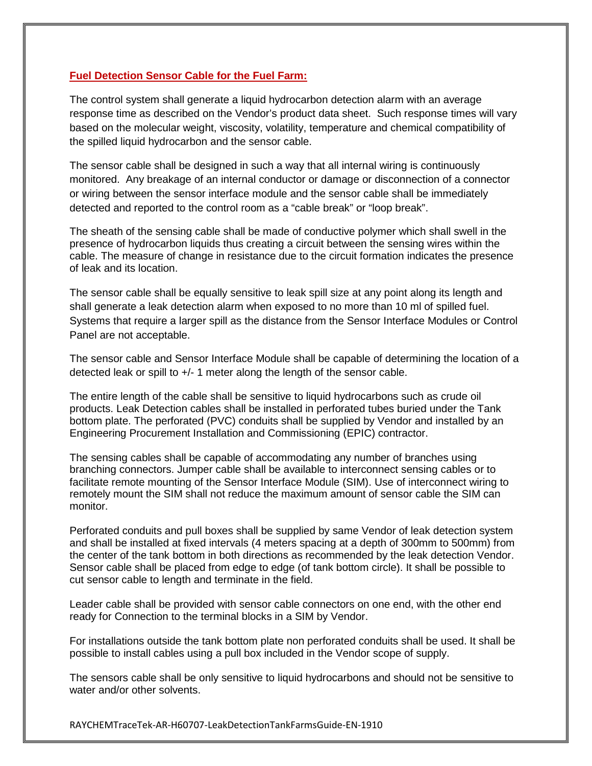## **Fuel Detection Sensor Cable for the Fuel Farm:**

The control system shall generate a liquid hydrocarbon detection alarm with an average response time as described on the Vendor's product data sheet. Such response times will vary based on the molecular weight, viscosity, volatility, temperature and chemical compatibility of the spilled liquid hydrocarbon and the sensor cable.

The sensor cable shall be designed in such a way that all internal wiring is continuously monitored. Any breakage of an internal conductor or damage or disconnection of a connector or wiring between the sensor interface module and the sensor cable shall be immediately detected and reported to the control room as a "cable break" or "loop break".

The sheath of the sensing cable shall be made of conductive polymer which shall swell in the presence of hydrocarbon liquids thus creating a circuit between the sensing wires within the cable. The measure of change in resistance due to the circuit formation indicates the presence of leak and its location.

The sensor cable shall be equally sensitive to leak spill size at any point along its length and shall generate a leak detection alarm when exposed to no more than 10 ml of spilled fuel. Systems that require a larger spill as the distance from the Sensor Interface Modules or Control Panel are not acceptable.

The sensor cable and Sensor Interface Module shall be capable of determining the location of a detected leak or spill to +/- 1 meter along the length of the sensor cable.

The entire length of the cable shall be sensitive to liquid hydrocarbons such as crude oil products. Leak Detection cables shall be installed in perforated tubes buried under the Tank bottom plate. The perforated (PVC) conduits shall be supplied by Vendor and installed by an Engineering Procurement Installation and Commissioning (EPIC) contractor.

The sensing cables shall be capable of accommodating any number of branches using branching connectors. Jumper cable shall be available to interconnect sensing cables or to facilitate remote mounting of the Sensor Interface Module (SIM). Use of interconnect wiring to remotely mount the SIM shall not reduce the maximum amount of sensor cable the SIM can monitor.

Perforated conduits and pull boxes shall be supplied by same Vendor of leak detection system and shall be installed at fixed intervals (4 meters spacing at a depth of 300mm to 500mm) from the center of the tank bottom in both directions as recommended by the leak detection Vendor. Sensor cable shall be placed from edge to edge (of tank bottom circle). It shall be possible to cut sensor cable to length and terminate in the field.

Leader cable shall be provided with sensor cable connectors on one end, with the other end ready for Connection to the terminal blocks in a SIM by Vendor.

For installations outside the tank bottom plate non perforated conduits shall be used. It shall be possible to install cables using a pull box included in the Vendor scope of supply.

The sensors cable shall be only sensitive to liquid hydrocarbons and should not be sensitive to water and/or other solvents.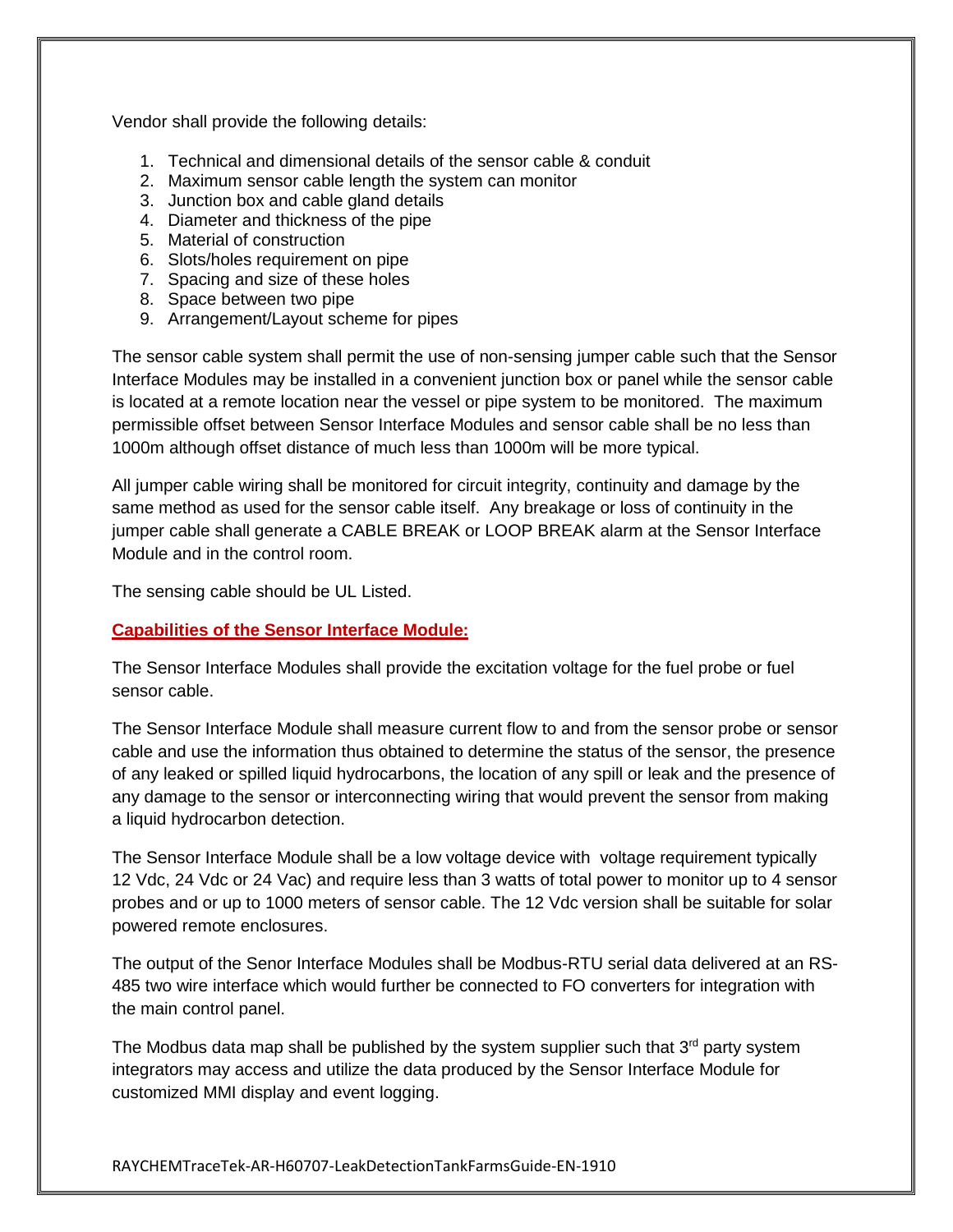Vendor shall provide the following details:

1. Technical and dimensional details of the sensor cable & conduit
2. Maximum sensor cable length the system can monitor
3. Junction box and cable gland details
4. Diameter and thickness of the pipe
5. Material of construction
6. Slots/holes requirement on pipe
7. Spacing and size of these holes
8. Space between two pipe
9. Arrangement/Layout scheme for pipes

The sensor cable system shall permit the use of non-sensing jumper cable such that the Sensor Interface Modules may be installed in a convenient junction box or panel while the sensor cable is located at a remote location near the vessel or pipe system to be monitored. The maximum permissible offset between Sensor Interface Modules and sensor cable shall be no less than 1000m although offset distance of much less than 1000m will be more typical.

All jumper cable wiring shall be monitored for circuit integrity, continuity and damage by the same method as used for the sensor cable itself. Any breakage or loss of continuity in the jumper cable shall generate a CABLE BREAK or LOOP BREAK alarm at the Sensor Interface Module and in the control room.

The sensing cable should be UL Listed.

**Capabilities of the Sensor Interface Module:**

The Sensor Interface Modules shall provide the excitation voltage for the fuel probe or fuel sensor cable.

The Sensor Interface Module shall measure current flow to and from the sensor probe or sensor cable and use the information thus obtained to determine the status of the sensor, the presence of any leaked or spilled liquid hydrocarbons, the location of any spill or leak and the presence of any damage to the sensor or interconnecting wiring that would prevent the sensor from making a liquid hydrocarbon detection.

The Sensor Interface Module shall be a low voltage device with voltage requirement typically 12 Vdc, 24 Vdc or 24 Vac) and require less than 3 watts of total power to monitor up to 4 sensor probes and or up to 1000 meters of sensor cable. The 12 Vdc version shall be suitable for solar powered remote enclosures.

The output of the Senor Interface Modules shall be Modbus-RTU serial data delivered at an RS-485 two wire interface which would further be connected to FO converters for integration with the main control panel.

The Modbus data map shall be published by the system supplier such that 3rd party system integrators may access and utilize the data produced by the Sensor Interface Module for customized MMI display and event logging.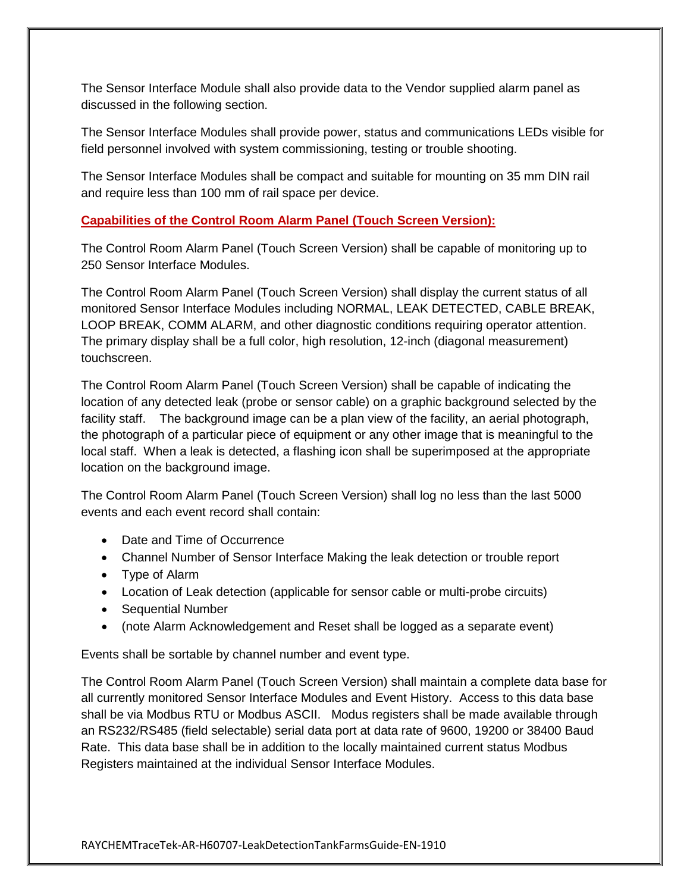The Sensor Interface Module shall also provide data to the Vendor supplied alarm panel as discussed in the following section.

The Sensor Interface Modules shall provide power, status and communications LEDs visible for field personnel involved with system commissioning, testing or trouble shooting.

The Sensor Interface Modules shall be compact and suitable for mounting on 35 mm DIN rail and require less than 100 mm of rail space per device.

**Capabilities of the Control Room Alarm Panel (Touch Screen Version):**

The Control Room Alarm Panel (Touch Screen Version) shall be capable of monitoring up to 250 Sensor Interface Modules.

The Control Room Alarm Panel (Touch Screen Version) shall display the current status of all monitored Sensor Interface Modules including NORMAL, LEAK DETECTED, CABLE BREAK, LOOP BREAK, COMM ALARM, and other diagnostic conditions requiring operator attention. The primary display shall be a full color, high resolution, 12-inch (diagonal measurement) touchscreen.

The Control Room Alarm Panel (Touch Screen Version) shall be capable of indicating the location of any detected leak (probe or sensor cable) on a graphic background selected by the facility staff. The background image can be a plan view of the facility, an aerial photograph, the photograph of a particular piece of equipment or any other image that is meaningful to the local staff. When a leak is detected, a flashing icon shall be superimposed at the appropriate location on the background image.

The Control Room Alarm Panel (Touch Screen Version) shall log no less than the last 5000 events and each event record shall contain:

- Date and Time of Occurrence
- Channel Number of Sensor Interface Making the leak detection or trouble report
- Type of Alarm
- Location of Leak detection (applicable for sensor cable or multi-probe circuits)
- Sequential Number
- (note Alarm Acknowledgement and Reset shall be logged as a separate event)

Events shall be sortable by channel number and event type.

The Control Room Alarm Panel (Touch Screen Version) shall maintain a complete data base for all currently monitored Sensor Interface Modules and Event History. Access to this data base shall be via Modbus RTU or Modbus ASCII. Modus registers shall be made available through an RS232/RS485 (field selectable) serial data port at data rate of 9600, 19200 or 38400 Baud Rate. This data base shall be in addition to the locally maintained current status Modbus Registers maintained at the individual Sensor Interface Modules.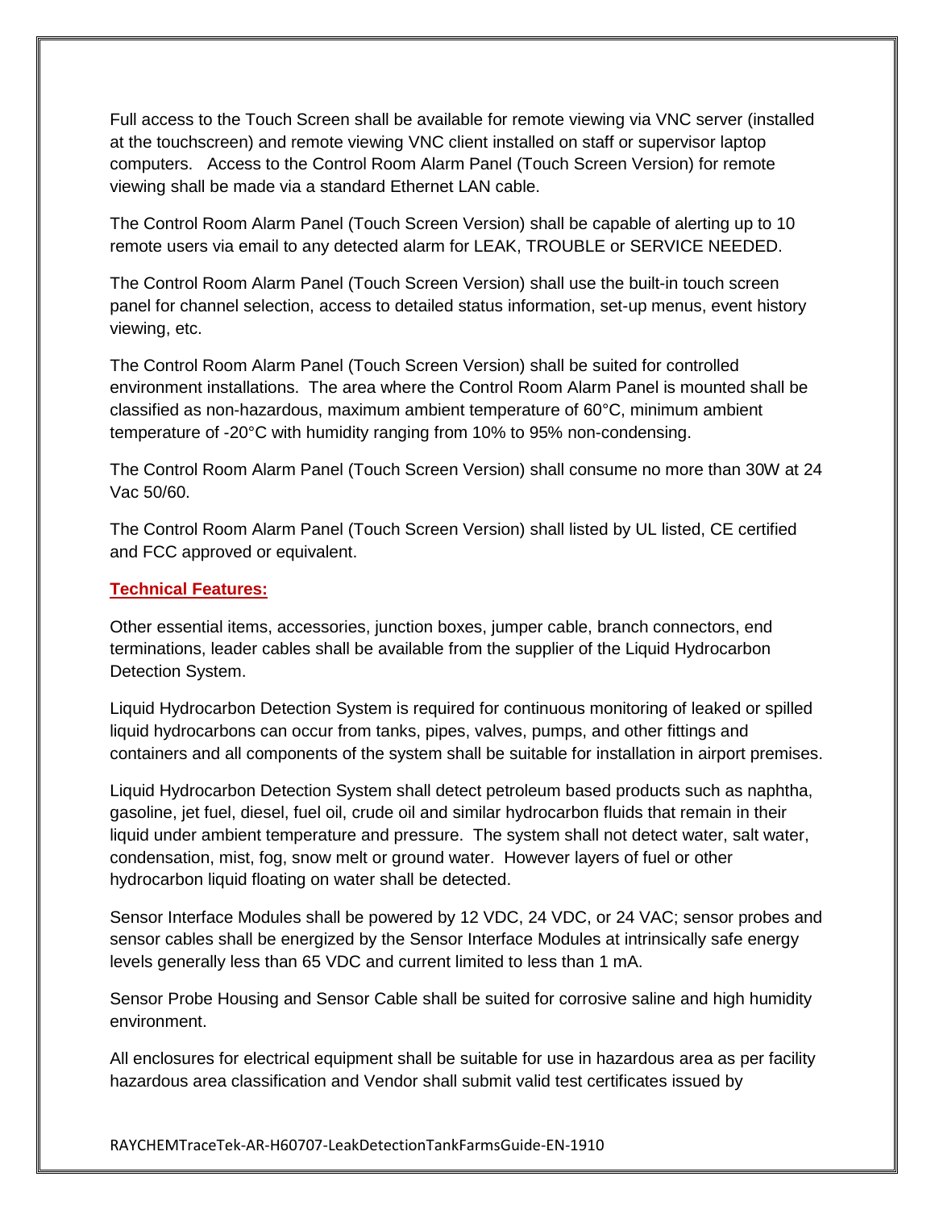Full access to the Touch Screen shall be available for remote viewing via VNC server (installed at the touchscreen) and remote viewing VNC client installed on staff or supervisor laptop computers. Access to the Control Room Alarm Panel (Touch Screen Version) for remote viewing shall be made via a standard Ethernet LAN cable.

The Control Room Alarm Panel (Touch Screen Version) shall be capable of alerting up to 10 remote users via email to any detected alarm for LEAK, TROUBLE or SERVICE NEEDED.

The Control Room Alarm Panel (Touch Screen Version) shall use the built-in touch screen panel for channel selection, access to detailed status information, set-up menus, event history viewing, etc.

The Control Room Alarm Panel (Touch Screen Version) shall be suited for controlled environment installations. The area where the Control Room Alarm Panel is mounted shall be classified as non-hazardous, maximum ambient temperature of 60°C, minimum ambient temperature of -20°C with humidity ranging from 10% to 95% non-condensing.

The Control Room Alarm Panel (Touch Screen Version) shall consume no more than 30W at 24 Vac 50/60.

The Control Room Alarm Panel (Touch Screen Version) shall listed by UL listed, CE certified and FCC approved or equivalent.

## Technical Features:

Other essential items, accessories, junction boxes, jumper cable, branch connectors, end terminations, leader cables shall be available from the supplier of the Liquid Hydrocarbon Detection System.

Liquid Hydrocarbon Detection System is required for continuous monitoring of leaked or spilled liquid hydrocarbons can occur from tanks, pipes, valves, pumps, and other fittings and containers and all components of the system shall be suitable for installation in airport premises.

Liquid Hydrocarbon Detection System shall detect petroleum based products such as naphtha, gasoline, jet fuel, diesel, fuel oil, crude oil and similar hydrocarbon fluids that remain in their liquid under ambient temperature and pressure. The system shall not detect water, salt water, condensation, mist, fog, snow melt or ground water. However layers of fuel or other hydrocarbon liquid floating on water shall be detected.

Sensor Interface Modules shall be powered by 12 VDC, 24 VDC, or 24 VAC; sensor probes and sensor cables shall be energized by the Sensor Interface Modules at intrinsically safe energy levels generally less than 65 VDC and current limited to less than 1 mA.

Sensor Probe Housing and Sensor Cable shall be suited for corrosive saline and high humidity environment.

All enclosures for electrical equipment shall be suitable for use in hazardous area as per facility hazardous area classification and Vendor shall submit valid test certificates issued by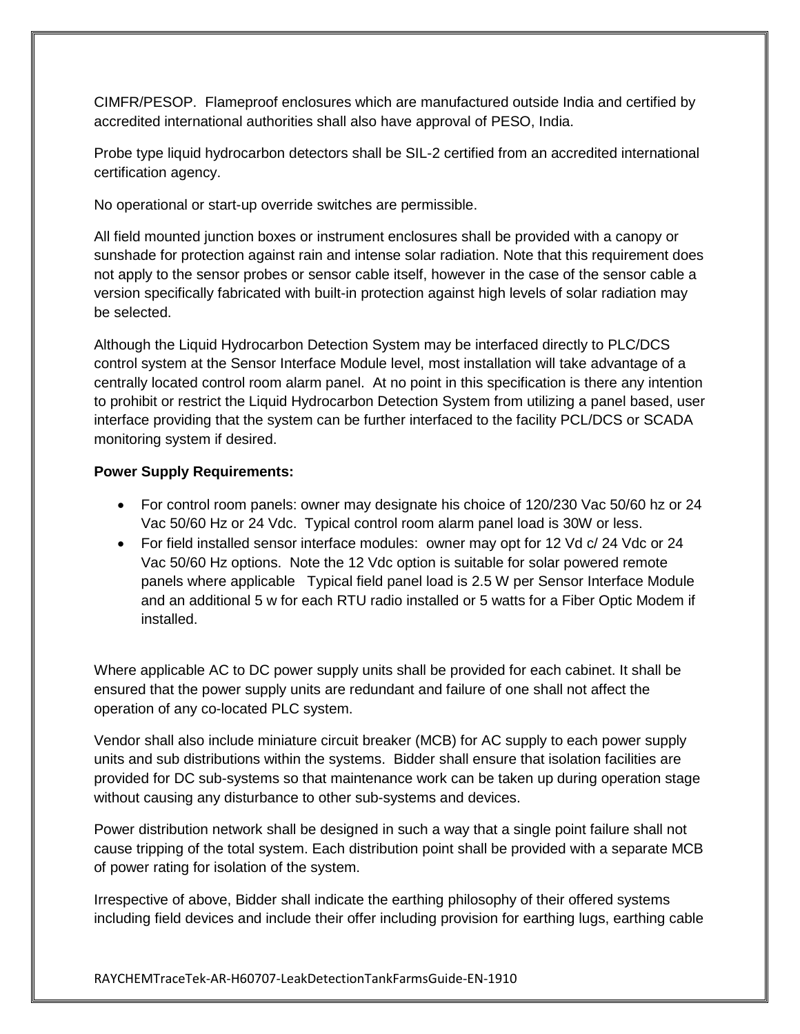CIMFR/PESOP. Flameproof enclosures which are manufactured outside India and certified by accredited international authorities shall also have approval of PESO, India.

Probe type liquid hydrocarbon detectors shall be SIL-2 certified from an accredited international certification agency.

No operational or start-up override switches are permissible.

All field mounted junction boxes or instrument enclosures shall be provided with a canopy or sunshade for protection against rain and intense solar radiation. Note that this requirement does not apply to the sensor probes or sensor cable itself, however in the case of the sensor cable a version specifically fabricated with built-in protection against high levels of solar radiation may be selected.

Although the Liquid Hydrocarbon Detection System may be interfaced directly to PLC/DCS control system at the Sensor Interface Module level, most installation will take advantage of a centrally located control room alarm panel. At no point in this specification is there any intention to prohibit or restrict the Liquid Hydrocarbon Detection System from utilizing a panel based, user interface providing that the system can be further interfaced to the facility PCL/DCS or SCADA monitoring system if desired.

**Power Supply Requirements:**

- For control room panels: owner may designate his choice of 120/230 Vac 50/60 hz or 24 Vac 50/60 Hz or 24 Vdc. Typical control room alarm panel load is 30W or less.
- For field installed sensor interface modules: owner may opt for 12 Vd c/ 24 Vdc or 24 Vac 50/60 Hz options. Note the 12 Vdc option is suitable for solar powered remote panels where applicable Typical field panel load is 2.5 W per Sensor Interface Module and an additional 5 w for each RTU radio installed or 5 watts for a Fiber Optic Modem if installed.

Where applicable AC to DC power supply units shall be provided for each cabinet. It shall be ensured that the power supply units are redundant and failure of one shall not affect the operation of any co-located PLC system.

Vendor shall also include miniature circuit breaker (MCB) for AC supply to each power supply units and sub distributions within the systems. Bidder shall ensure that isolation facilities are provided for DC sub-systems so that maintenance work can be taken up during operation stage without causing any disturbance to other sub-systems and devices.

Power distribution network shall be designed in such a way that a single point failure shall not cause tripping of the total system. Each distribution point shall be provided with a separate MCB of power rating for isolation of the system.

Irrespective of above, Bidder shall indicate the earthing philosophy of their offered systems including field devices and include their offer including provision for earthing lugs, earthing cable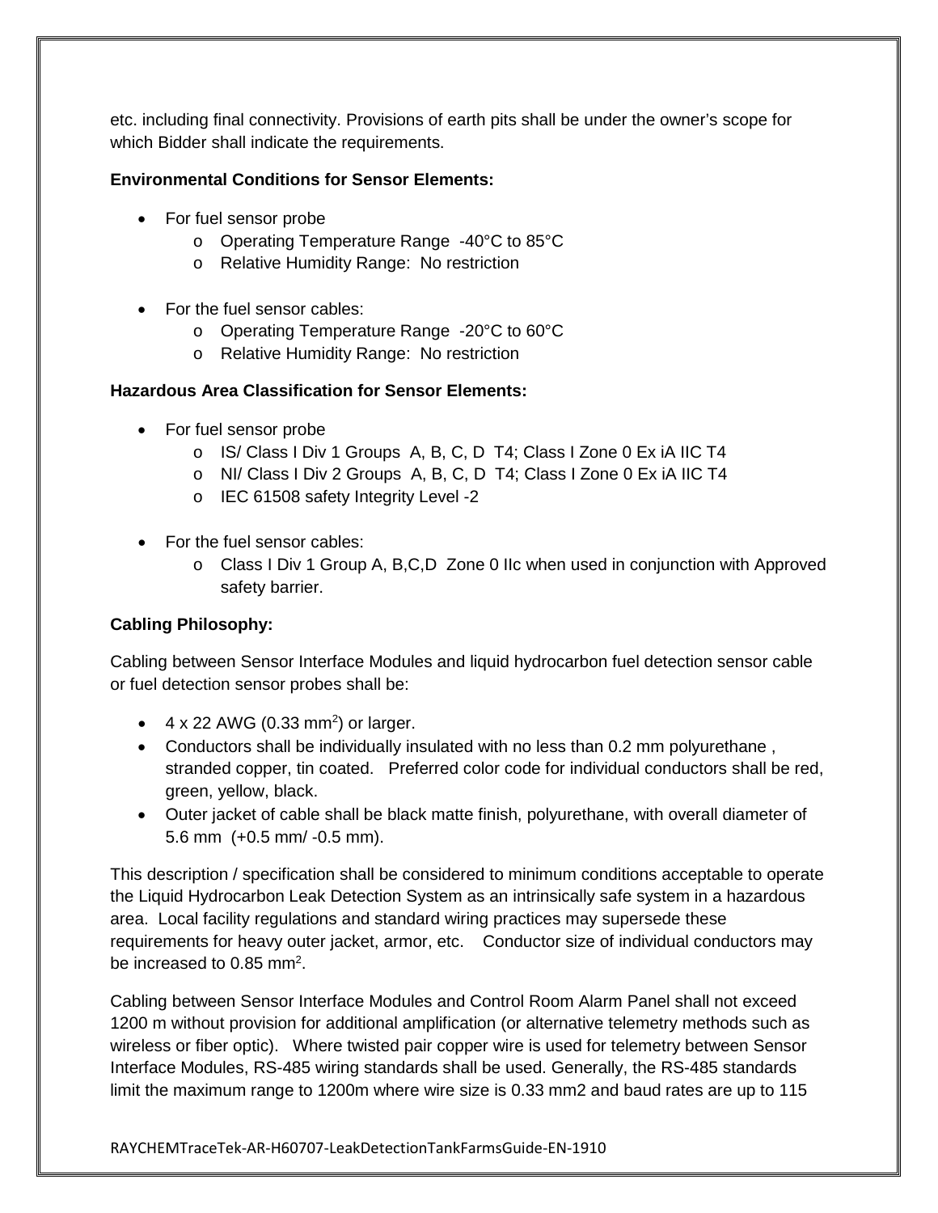etc. including final connectivity. Provisions of earth pits shall be under the owner's scope for which Bidder shall indicate the requirements.

**Environmental Conditions for Sensor Elements:**

- For fuel sensor probe
  - Operating Temperature Range -40°C to 85°C
  - Relative Humidity Range: No restriction
- For the fuel sensor cables:
  - Operating Temperature Range -20°C to 60°C
  - Relative Humidity Range: No restriction

**Hazardous Area Classification for Sensor Elements:**

- For fuel sensor probe
  - IS/ Class I Div 1 Groups A, B, C, D T4; Class I Zone 0 Ex iA IIC T4
  - NI/ Class I Div 2 Groups A, B, C, D T4; Class I Zone 0 Ex iA IIC T4
  - IEC 61508 safety Integrity Level -2
- For the fuel sensor cables:
  - Class I Div 1 Group A, B,C,D Zone 0 IIc when used in conjunction with Approved safety barrier.

**Cabling Philosophy:**

Cabling between Sensor Interface Modules and liquid hydrocarbon fuel detection sensor cable or fuel detection sensor probes shall be:

- 4 x 22 AWG (0.33 mm$^2$) or larger.
- Conductors shall be individually insulated with no less than 0.2 mm polyurethane , stranded copper, tin coated. Preferred color code for individual conductors shall be red, green, yellow, black.
- Outer jacket of cable shall be black matte finish, polyurethane, with overall diameter of 5.6 mm (+0.5 mm/ -0.5 mm).

This description / specification shall be considered to minimum conditions acceptable to operate the Liquid Hydrocarbon Leak Detection System as an intrinsically safe system in a hazardous area. Local facility regulations and standard wiring practices may supersede these requirements for heavy outer jacket, armor, etc. Conductor size of individual conductors may be increased to 0.85 mm$^2$.

Cabling between Sensor Interface Modules and Control Room Alarm Panel shall not exceed 1200 m without provision for additional amplification (or alternative telemetry methods such as wireless or fiber optic). Where twisted pair copper wire is used for telemetry between Sensor Interface Modules, RS-485 wiring standards shall be used. Generally, the RS-485 standards limit the maximum range to 1200m where wire size is 0.33 mm2 and baud rates are up to 115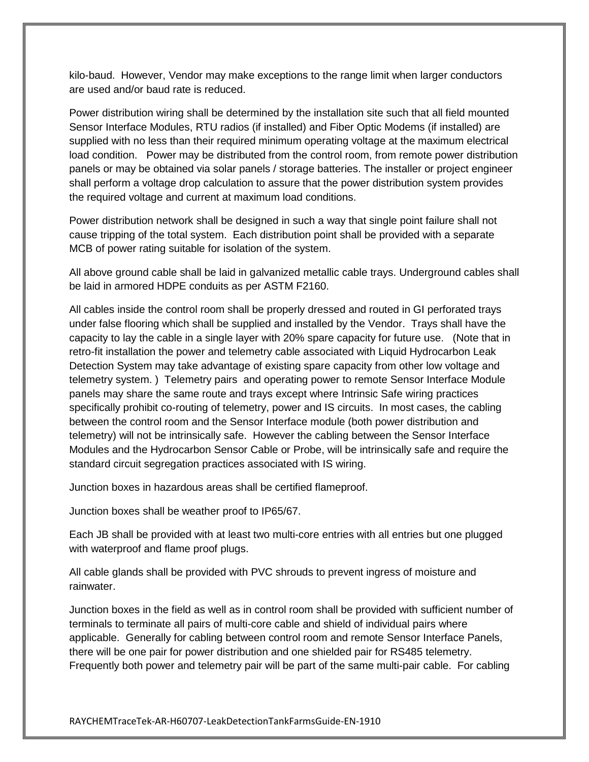kilo-baud. However, Vendor may make exceptions to the range limit when larger conductors are used and/or baud rate is reduced.

Power distribution wiring shall be determined by the installation site such that all field mounted Sensor Interface Modules, RTU radios (if installed) and Fiber Optic Modems (if installed) are supplied with no less than their required minimum operating voltage at the maximum electrical load condition. Power may be distributed from the control room, from remote power distribution panels or may be obtained via solar panels / storage batteries. The installer or project engineer shall perform a voltage drop calculation to assure that the power distribution system provides the required voltage and current at maximum load conditions.

Power distribution network shall be designed in such a way that single point failure shall not cause tripping of the total system. Each distribution point shall be provided with a separate MCB of power rating suitable for isolation of the system.

All above ground cable shall be laid in galvanized metallic cable trays. Underground cables shall be laid in armored HDPE conduits as per ASTM F2160.

All cables inside the control room shall be properly dressed and routed in GI perforated trays under false flooring which shall be supplied and installed by the Vendor. Trays shall have the capacity to lay the cable in a single layer with 20% spare capacity for future use. (Note that in retro-fit installation the power and telemetry cable associated with Liquid Hydrocarbon Leak Detection System may take advantage of existing spare capacity from other low voltage and telemetry system. ) Telemetry pairs and operating power to remote Sensor Interface Module panels may share the same route and trays except where Intrinsic Safe wiring practices specifically prohibit co-routing of telemetry, power and IS circuits. In most cases, the cabling between the control room and the Sensor Interface module (both power distribution and telemetry) will not be intrinsically safe. However the cabling between the Sensor Interface Modules and the Hydrocarbon Sensor Cable or Probe, will be intrinsically safe and require the standard circuit segregation practices associated with IS wiring.

Junction boxes in hazardous areas shall be certified flameproof.

Junction boxes shall be weather proof to IP65/67.

Each JB shall be provided with at least two multi-core entries with all entries but one plugged with waterproof and flame proof plugs.

All cable glands shall be provided with PVC shrouds to prevent ingress of moisture and rainwater.

Junction boxes in the field as well as in control room shall be provided with sufficient number of terminals to terminate all pairs of multi-core cable and shield of individual pairs where applicable. Generally for cabling between control room and remote Sensor Interface Panels, there will be one pair for power distribution and one shielded pair for RS485 telemetry. Frequently both power and telemetry pair will be part of the same multi-pair cable. For cabling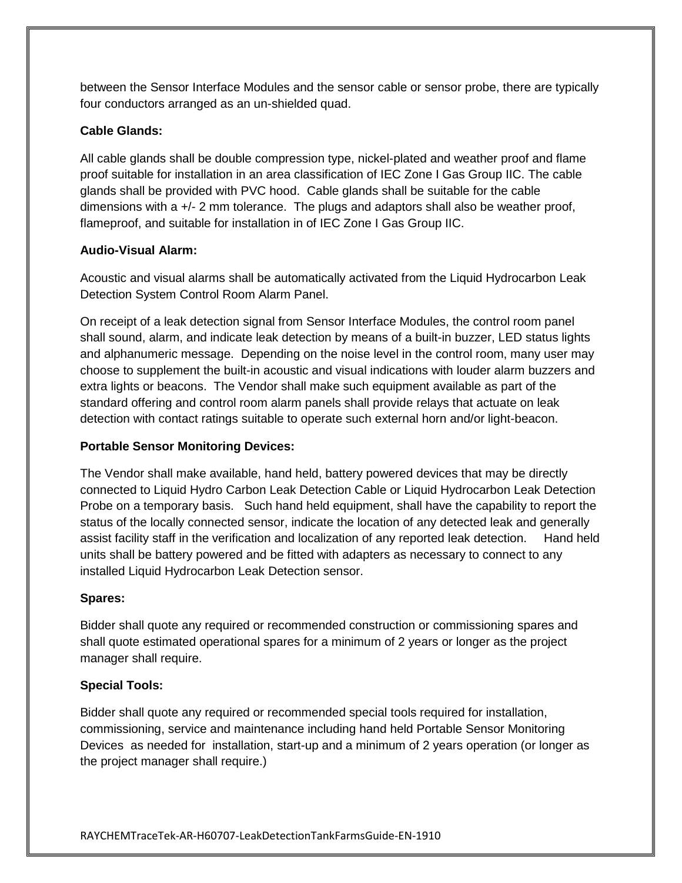between the Sensor Interface Modules and the sensor cable or sensor probe, there are typically four conductors arranged as an un-shielded quad.

**Cable Glands:**

All cable glands shall be double compression type, nickel-plated and weather proof and flame proof suitable for installation in an area classification of IEC Zone I Gas Group IIC. The cable glands shall be provided with PVC hood. Cable glands shall be suitable for the cable dimensions with a +/- 2 mm tolerance. The plugs and adaptors shall also be weather proof, flameproof, and suitable for installation in of IEC Zone I Gas Group IIC.

**Audio-Visual Alarm:**

Acoustic and visual alarms shall be automatically activated from the Liquid Hydrocarbon Leak Detection System Control Room Alarm Panel.

On receipt of a leak detection signal from Sensor Interface Modules, the control room panel shall sound, alarm, and indicate leak detection by means of a built-in buzzer, LED status lights and alphanumeric message. Depending on the noise level in the control room, many user may choose to supplement the built-in acoustic and visual indications with louder alarm buzzers and extra lights or beacons. The Vendor shall make such equipment available as part of the standard offering and control room alarm panels shall provide relays that actuate on leak detection with contact ratings suitable to operate such external horn and/or light-beacon.

**Portable Sensor Monitoring Devices:**

The Vendor shall make available, hand held, battery powered devices that may be directly connected to Liquid Hydro Carbon Leak Detection Cable or Liquid Hydrocarbon Leak Detection Probe on a temporary basis. Such hand held equipment, shall have the capability to report the status of the locally connected sensor, indicate the location of any detected leak and generally assist facility staff in the verification and localization of any reported leak detection. Hand held units shall be battery powered and be fitted with adapters as necessary to connect to any installed Liquid Hydrocarbon Leak Detection sensor.

**Spares:**

Bidder shall quote any required or recommended construction or commissioning spares and shall quote estimated operational spares for a minimum of 2 years or longer as the project manager shall require.

**Special Tools:**

Bidder shall quote any required or recommended special tools required for installation, commissioning, service and maintenance including hand held Portable Sensor Monitoring Devices as needed for installation, start-up and a minimum of 2 years operation (or longer as the project manager shall require.)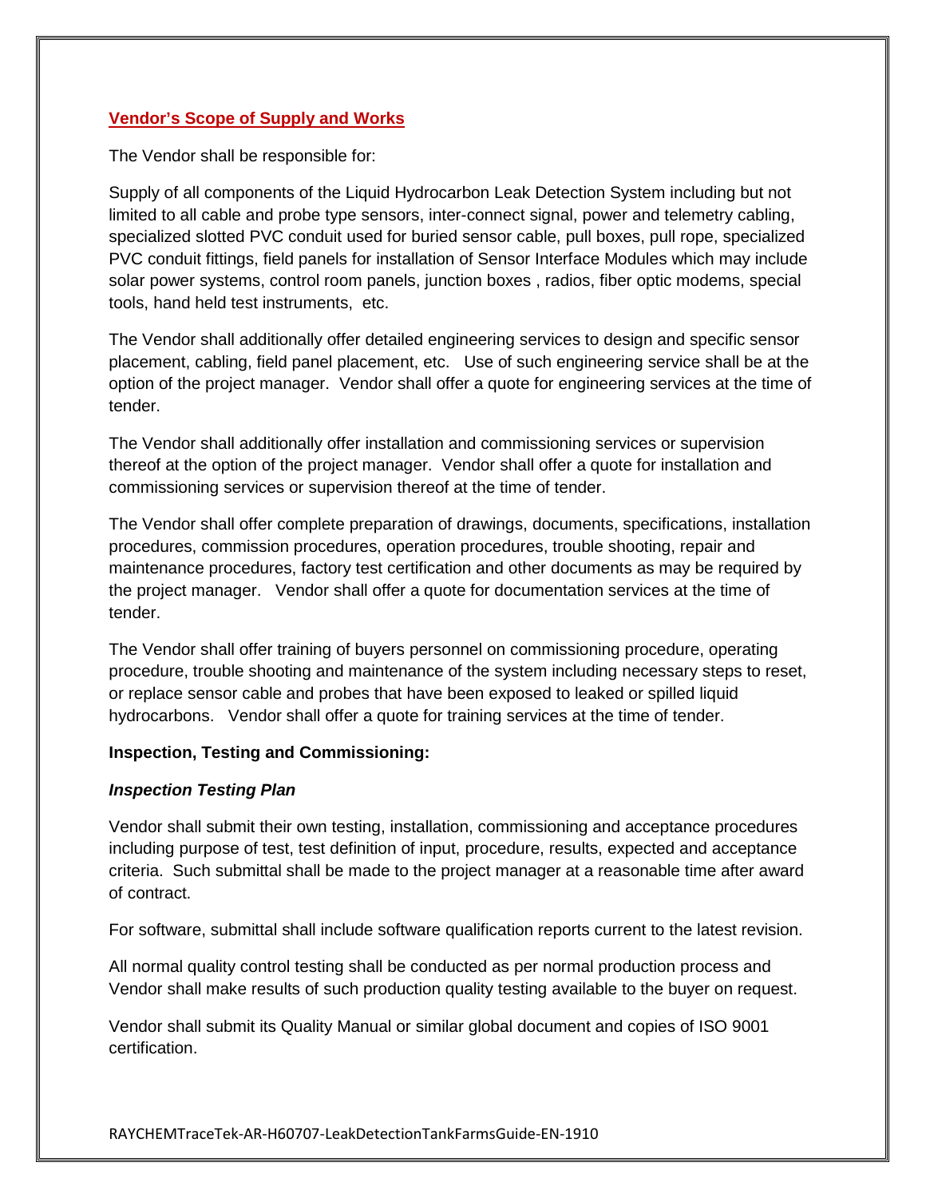## Vendor's Scope of Supply and Works

The Vendor shall be responsible for:

Supply of all components of the Liquid Hydrocarbon Leak Detection System including but not limited to all cable and probe type sensors, inter-connect signal, power and telemetry cabling, specialized slotted PVC conduit used for buried sensor cable, pull boxes, pull rope, specialized PVC conduit fittings, field panels for installation of Sensor Interface Modules which may include solar power systems, control room panels, junction boxes , radios, fiber optic modems, special tools, hand held test instruments, etc.

The Vendor shall additionally offer detailed engineering services to design and specific sensor placement, cabling, field panel placement, etc. Use of such engineering service shall be at the option of the project manager. Vendor shall offer a quote for engineering services at the time of tender.

The Vendor shall additionally offer installation and commissioning services or supervision thereof at the option of the project manager. Vendor shall offer a quote for installation and commissioning services or supervision thereof at the time of tender.

The Vendor shall offer complete preparation of drawings, documents, specifications, installation procedures, commission procedures, operation procedures, trouble shooting, repair and maintenance procedures, factory test certification and other documents as may be required by the project manager. Vendor shall offer a quote for documentation services at the time of tender.

The Vendor shall offer training of buyers personnel on commissioning procedure, operating procedure, trouble shooting and maintenance of the system including necessary steps to reset, or replace sensor cable and probes that have been exposed to leaked or spilled liquid hydrocarbons. Vendor shall offer a quote for training services at the time of tender.

### Inspection, Testing and Commissioning:

#### *Inspection Testing Plan*

Vendor shall submit their own testing, installation, commissioning and acceptance procedures including purpose of test, test definition of input, procedure, results, expected and acceptance criteria. Such submittal shall be made to the project manager at a reasonable time after award of contract.

For software, submittal shall include software qualification reports current to the latest revision.

All normal quality control testing shall be conducted as per normal production process and Vendor shall make results of such production quality testing available to the buyer on request.

Vendor shall submit its Quality Manual or similar global document and copies of ISO 9001 certification.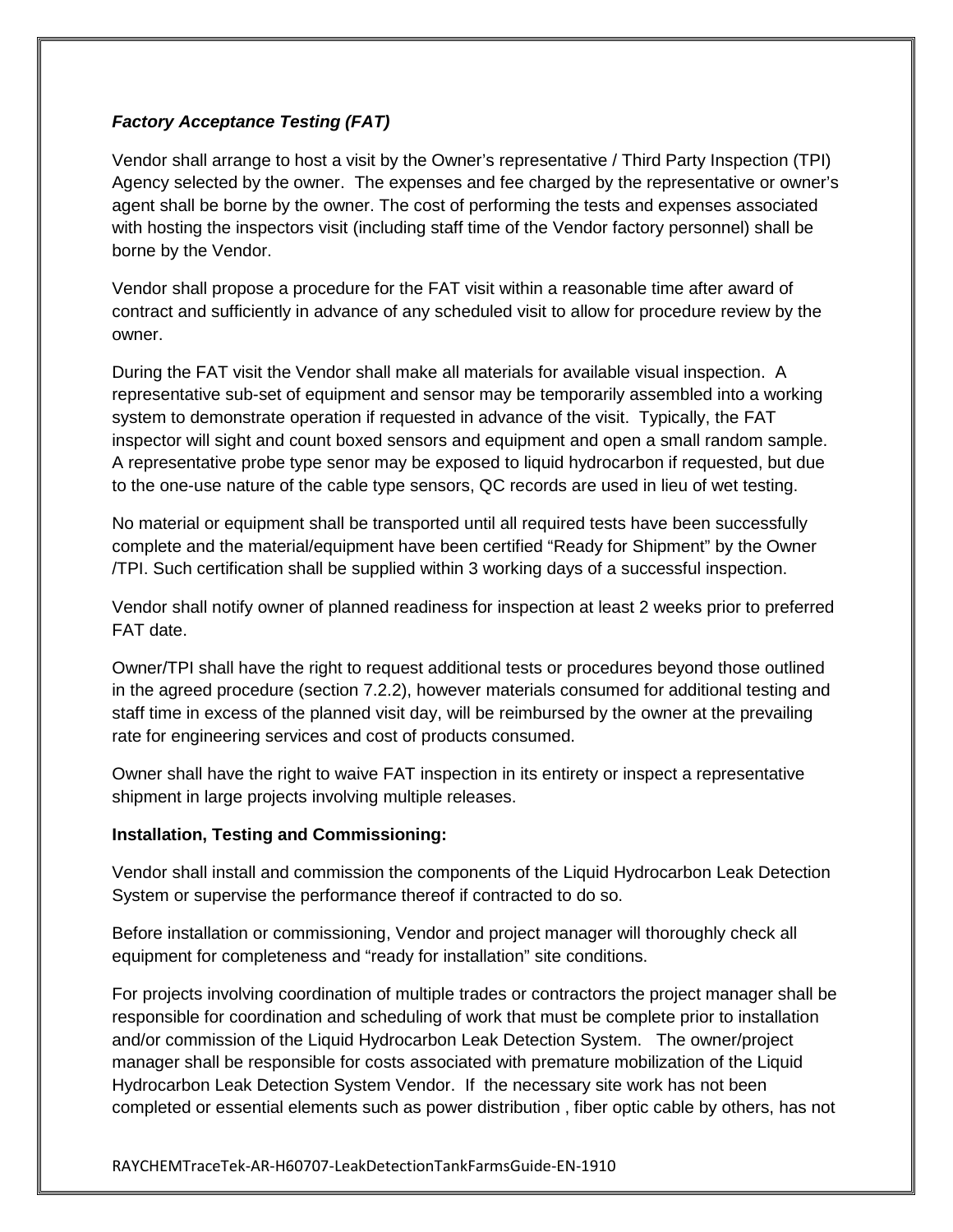***Factory Acceptance Testing (FAT)***

Vendor shall arrange to host a visit by the Owner's representative / Third Party Inspection (TPI) Agency selected by the owner. The expenses and fee charged by the representative or owner's agent shall be borne by the owner. The cost of performing the tests and expenses associated with hosting the inspectors visit (including staff time of the Vendor factory personnel) shall be borne by the Vendor.

Vendor shall propose a procedure for the FAT visit within a reasonable time after award of contract and sufficiently in advance of any scheduled visit to allow for procedure review by the owner.

During the FAT visit the Vendor shall make all materials for available visual inspection. A representative sub-set of equipment and sensor may be temporarily assembled into a working system to demonstrate operation if requested in advance of the visit. Typically, the FAT inspector will sight and count boxed sensors and equipment and open a small random sample. A representative probe type senor may be exposed to liquid hydrocarbon if requested, but due to the one-use nature of the cable type sensors, QC records are used in lieu of wet testing.

No material or equipment shall be transported until all required tests have been successfully complete and the material/equipment have been certified "Ready for Shipment" by the Owner /TPI. Such certification shall be supplied within 3 working days of a successful inspection.

Vendor shall notify owner of planned readiness for inspection at least 2 weeks prior to preferred FAT date.

Owner/TPI shall have the right to request additional tests or procedures beyond those outlined in the agreed procedure (section 7.2.2), however materials consumed for additional testing and staff time in excess of the planned visit day, will be reimbursed by the owner at the prevailing rate for engineering services and cost of products consumed.

Owner shall have the right to waive FAT inspection in its entirety or inspect a representative shipment in large projects involving multiple releases.

**Installation, Testing and Commissioning:**

Vendor shall install and commission the components of the Liquid Hydrocarbon Leak Detection System or supervise the performance thereof if contracted to do so.

Before installation or commissioning, Vendor and project manager will thoroughly check all equipment for completeness and "ready for installation" site conditions.

For projects involving coordination of multiple trades or contractors the project manager shall be responsible for coordination and scheduling of work that must be complete prior to installation and/or commission of the Liquid Hydrocarbon Leak Detection System. The owner/project manager shall be responsible for costs associated with premature mobilization of the Liquid Hydrocarbon Leak Detection System Vendor. If the necessary site work has not been completed or essential elements such as power distribution , fiber optic cable by others, has not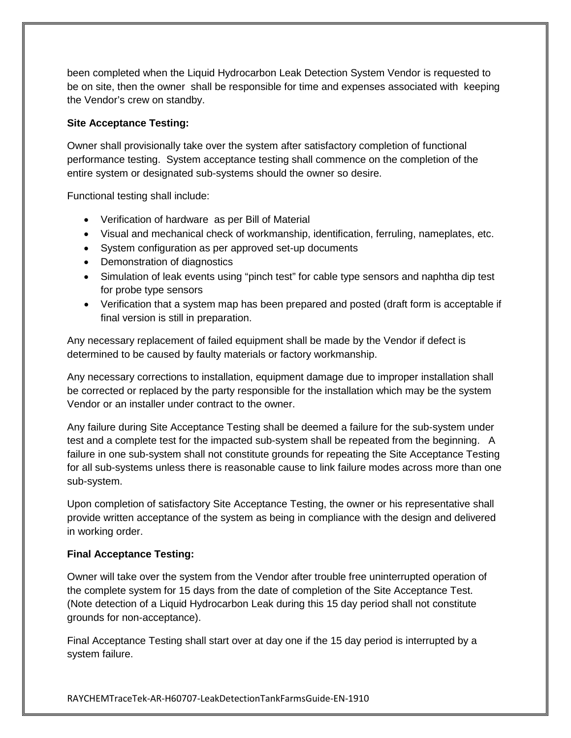been completed when the Liquid Hydrocarbon Leak Detection System Vendor is requested to be on site, then the owner shall be responsible for time and expenses associated with keeping the Vendor's crew on standby.

**Site Acceptance Testing:**

Owner shall provisionally take over the system after satisfactory completion of functional performance testing. System acceptance testing shall commence on the completion of the entire system or designated sub-systems should the owner so desire.

Functional testing shall include:

- Verification of hardware as per Bill of Material
- Visual and mechanical check of workmanship, identification, ferruling, nameplates, etc.
- System configuration as per approved set-up documents
- Demonstration of diagnostics
- Simulation of leak events using "pinch test" for cable type sensors and naphtha dip test for probe type sensors
- Verification that a system map has been prepared and posted (draft form is acceptable if final version is still in preparation.

Any necessary replacement of failed equipment shall be made by the Vendor if defect is determined to be caused by faulty materials or factory workmanship.

Any necessary corrections to installation, equipment damage due to improper installation shall be corrected or replaced by the party responsible for the installation which may be the system Vendor or an installer under contract to the owner.

Any failure during Site Acceptance Testing shall be deemed a failure for the sub-system under test and a complete test for the impacted sub-system shall be repeated from the beginning. A failure in one sub-system shall not constitute grounds for repeating the Site Acceptance Testing for all sub-systems unless there is reasonable cause to link failure modes across more than one sub-system.

Upon completion of satisfactory Site Acceptance Testing, the owner or his representative shall provide written acceptance of the system as being in compliance with the design and delivered in working order.

**Final Acceptance Testing:**

Owner will take over the system from the Vendor after trouble free uninterrupted operation of the complete system for 15 days from the date of completion of the Site Acceptance Test. (Note detection of a Liquid Hydrocarbon Leak during this 15 day period shall not constitute grounds for non-acceptance).

Final Acceptance Testing shall start over at day one if the 15 day period is interrupted by a system failure.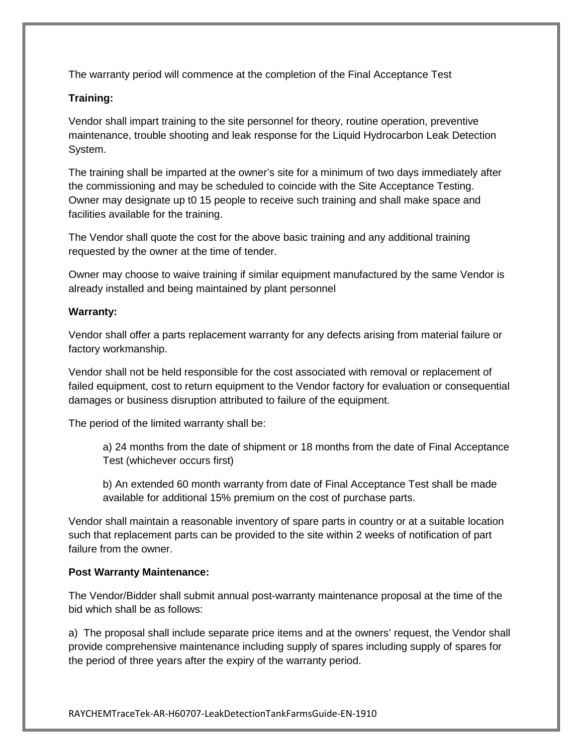The warranty period will commence at the completion of the Final Acceptance Test

**Training:**

Vendor shall impart training to the site personnel for theory, routine operation, preventive maintenance, trouble shooting and leak response for the Liquid Hydrocarbon Leak Detection System.

The training shall be imparted at the owner's site for a minimum of two days immediately after the commissioning and may be scheduled to coincide with the Site Acceptance Testing. Owner may designate up t0 15 people to receive such training and shall make space and facilities available for the training.

The Vendor shall quote the cost for the above basic training and any additional training requested by the owner at the time of tender.

Owner may choose to waive training if similar equipment manufactured by the same Vendor is already installed and being maintained by plant personnel

**Warranty:**

Vendor shall offer a parts replacement warranty for any defects arising from material failure or factory workmanship.

Vendor shall not be held responsible for the cost associated with removal or replacement of failed equipment, cost to return equipment to the Vendor factory for evaluation or consequential damages or business disruption attributed to failure of the equipment.

The period of the limited warranty shall be:

> a) 24 months from the date of shipment or 18 months from the date of Final Acceptance Test (whichever occurs first)
>
> b) An extended 60 month warranty from date of Final Acceptance Test shall be made available for additional 15% premium on the cost of purchase parts.

Vendor shall maintain a reasonable inventory of spare parts in country or at a suitable location such that replacement parts can be provided to the site within 2 weeks of notification of part failure from the owner.

**Post Warranty Maintenance:**

The Vendor/Bidder shall submit annual post-warranty maintenance proposal at the time of the bid which shall be as follows:

a) The proposal shall include separate price items and at the owners' request, the Vendor shall provide comprehensive maintenance including supply of spares including supply of spares for the period of three years after the expiry of the warranty period.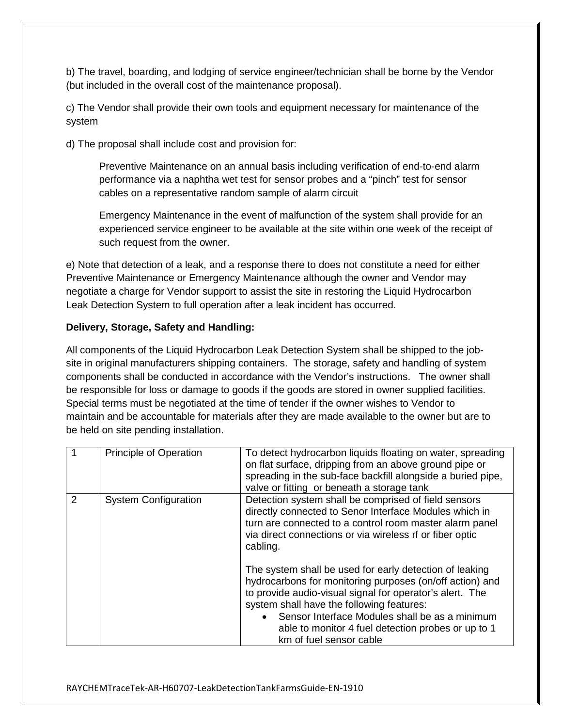b) The travel, boarding, and lodging of service engineer/technician shall be borne by the Vendor (but included in the overall cost of the maintenance proposal).

c) The Vendor shall provide their own tools and equipment necessary for maintenance of the system

d) The proposal shall include cost and provision for:

> Preventive Maintenance on an annual basis including verification of end-to-end alarm performance via a naphtha wet test for sensor probes and a "pinch" test for sensor cables on a representative random sample of alarm circuit
>
> Emergency Maintenance in the event of malfunction of the system shall provide for an experienced service engineer to be available at the site within one week of the receipt of such request from the owner.

e) Note that detection of a leak, and a response there to does not constitute a need for either Preventive Maintenance or Emergency Maintenance although the owner and Vendor may negotiate a charge for Vendor support to assist the site in restoring the Liquid Hydrocarbon Leak Detection System to full operation after a leak incident has occurred.

**Delivery, Storage, Safety and Handling:**

All components of the Liquid Hydrocarbon Leak Detection System shall be shipped to the job-site in original manufacturers shipping containers. The storage, safety and handling of system components shall be conducted in accordance with the Vendor's instructions. The owner shall be responsible for loss or damage to goods if the goods are stored in owner supplied facilities. Special terms must be negotiated at the time of tender if the owner wishes to Vendor to maintain and be accountable for materials after they are made available to the owner but are to be held on site pending installation.

| | | |
|---|---|---|
| 1 | Principle of Operation | To detect hydrocarbon liquids floating on water, spreading on flat surface, dripping from an above ground pipe or spreading in the sub-face backfill alongside a buried pipe, valve or fitting or beneath a storage tank |
| 2 | System Configuration | Detection system shall be comprised of field sensors directly connected to Senor Interface Modules which in turn are connected to a control room master alarm panel via direct connections or via wireless rf or fiber optic cabling.<br><br>The system shall be used for early detection of leaking hydrocarbons for monitoring purposes (on/off action) and to provide audio-visual signal for operator's alert. The system shall have the following features:<br>• Sensor Interface Modules shall be as a minimum able to monitor 4 fuel detection probes or up to 1 km of fuel sensor cable |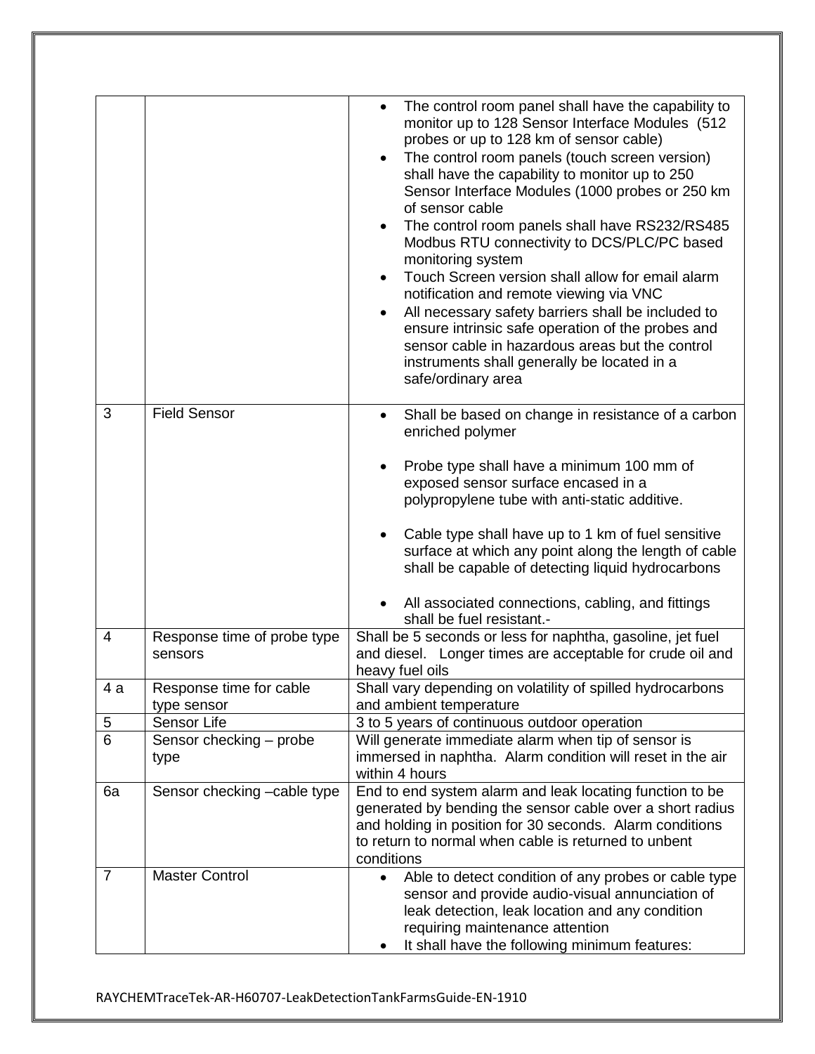|  |  |  |
|---|---|---|
|  |  | • The control room panel shall have the capability to monitor up to 128 Sensor Interface Modules (512 probes or up to 128 km of sensor cable)<br>• The control room panels (touch screen version) shall have the capability to monitor up to 250 Sensor Interface Modules (1000 probes or 250 km of sensor cable<br>• The control room panels shall have RS232/RS485 Modbus RTU connectivity to DCS/PLC/PC based monitoring system<br>• Touch Screen version shall allow for email alarm notification and remote viewing via VNC<br>• All necessary safety barriers shall be included to ensure intrinsic safe operation of the probes and sensor cable in hazardous areas but the control instruments shall generally be located in a safe/ordinary area |
| 3 | Field Sensor | • Shall be based on change in resistance of a carbon enriched polymer<br>• Probe type shall have a minimum 100 mm of exposed sensor surface encased in a polypropylene tube with anti-static additive.<br>• Cable type shall have up to 1 km of fuel sensitive surface at which any point along the length of cable shall be capable of detecting liquid hydrocarbons<br>• All associated connections, cabling, and fittings shall be fuel resistant.- |
| 4 | Response time of probe type sensors | Shall be 5 seconds or less for naphtha, gasoline, jet fuel and diesel. Longer times are acceptable for crude oil and heavy fuel oils |
| 4 a | Response time for cable type sensor | Shall vary depending on volatility of spilled hydrocarbons and ambient temperature |
| 5 | Sensor Life | 3 to 5 years of continuous outdoor operation |
| 6 | Sensor checking – probe type | Will generate immediate alarm when tip of sensor is immersed in naphtha. Alarm condition will reset in the air within 4 hours |
| 6a | Sensor checking –cable type | End to end system alarm and leak locating function to be generated by bending the sensor cable over a short radius and holding in position for 30 seconds. Alarm conditions to return to normal when cable is returned to unbent conditions |
| 7 | Master Control | • Able to detect condition of any probes or cable type sensor and provide audio-visual annunciation of leak detection, leak location and any condition requiring maintenance attention<br>• It shall have the following minimum features: |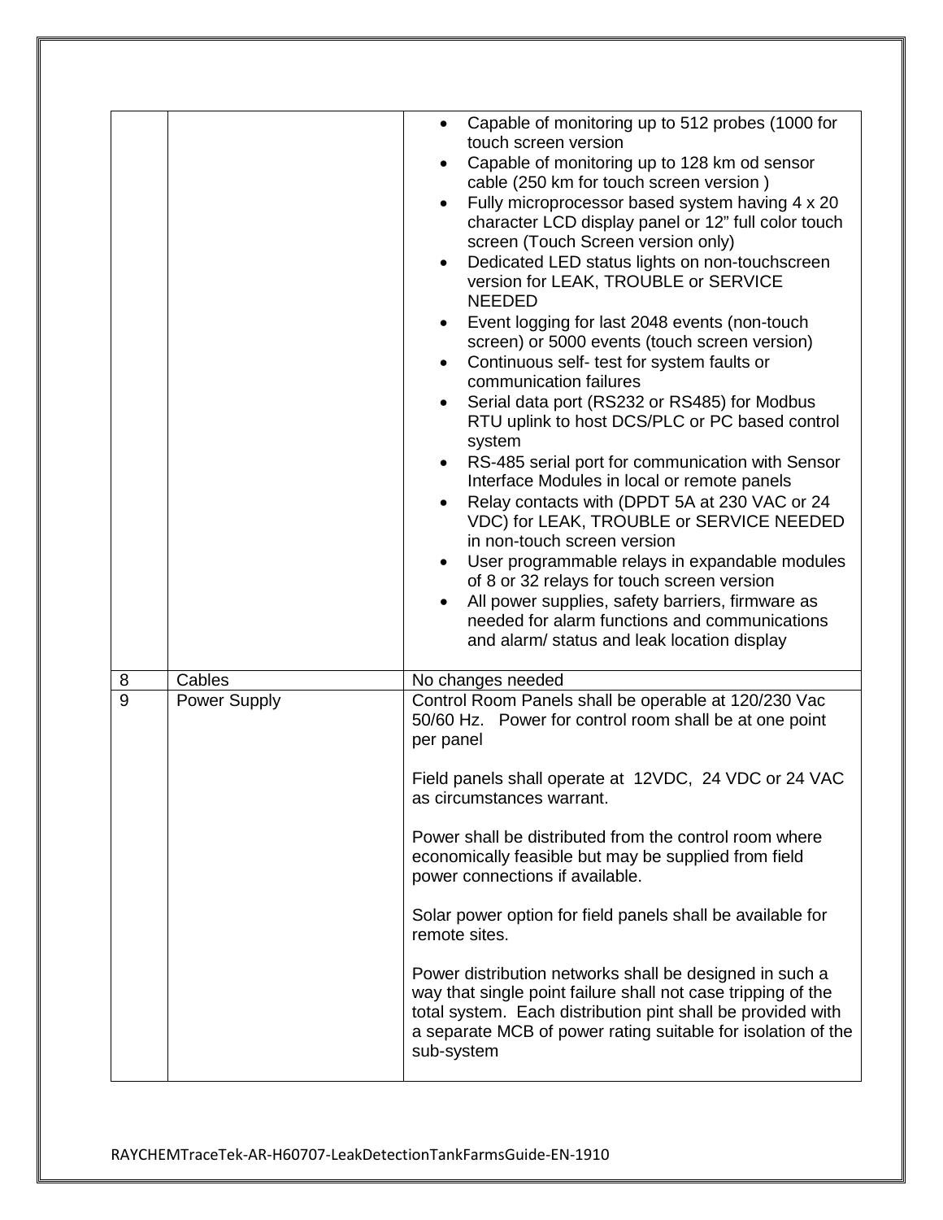| | | |
|---|---|---|
| | | • Capable of monitoring up to 512 probes (1000 for touch screen version<br>• Capable of monitoring up to 128 km od sensor cable (250 km for touch screen version )<br>• Fully microprocessor based system having 4 x 20 character LCD display panel or 12" full color touch screen (Touch Screen version only)<br>• Dedicated LED status lights on non-touchscreen version for LEAK, TROUBLE or SERVICE NEEDED<br>• Event logging for last 2048 events (non-touch screen) or 5000 events (touch screen version)<br>• Continuous self- test for system faults or communication failures<br>• Serial data port (RS232 or RS485) for Modbus RTU uplink to host DCS/PLC or PC based control system<br>• RS-485 serial port for communication with Sensor Interface Modules in local or remote panels<br>• Relay contacts with (DPDT 5A at 230 VAC or 24 VDC) for LEAK, TROUBLE or SERVICE NEEDED in non-touch screen version<br>• User programmable relays in expandable modules of 8 or 32 relays for touch screen version<br>• All power supplies, safety barriers, firmware as needed for alarm functions and communications and alarm/ status and leak location display |
| 8 | Cables | No changes needed |
| 9 | Power Supply | Control Room Panels shall be operable at 120/230 Vac 50/60 Hz. Power for control room shall be at one point per panel<br><br>Field panels shall operate at 12VDC, 24 VDC or 24 VAC as circumstances warrant.<br><br>Power shall be distributed from the control room where economically feasible but may be supplied from field power connections if available.<br><br>Solar power option for field panels shall be available for remote sites.<br><br>Power distribution networks shall be designed in such a way that single point failure shall not case tripping of the total system. Each distribution pint shall be provided with a separate MCB of power rating suitable for isolation of the sub-system |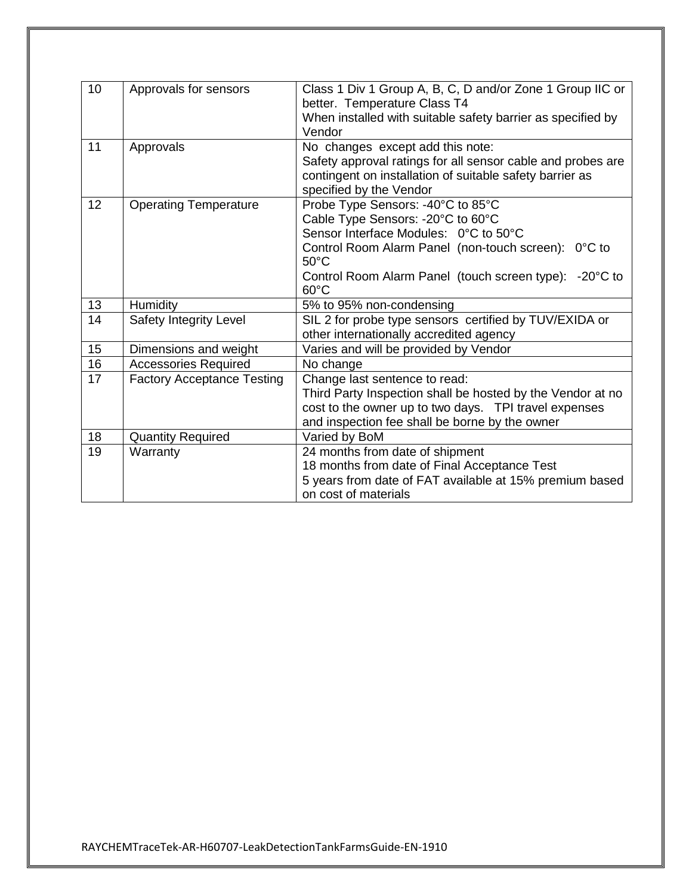| | | |
|---|---|---|
| 10 | Approvals for sensors | Class 1 Div 1 Group A, B, C, D and/or Zone 1 Group IIC or better. Temperature Class T4<br>When installed with suitable safety barrier as specified by Vendor |
| 11 | Approvals | No changes except add this note:<br>Safety approval ratings for all sensor cable and probes are contingent on installation of suitable safety barrier as specified by the Vendor |
| 12 | Operating Temperature | Probe Type Sensors: -40°C to 85°C<br>Cable Type Sensors: -20°C to 60°C<br>Sensor Interface Modules: 0°C to 50°C<br>Control Room Alarm Panel (non-touch screen): 0°C to 50°C<br>Control Room Alarm Panel (touch screen type): -20°C to 60°C |
| 13 | Humidity | 5% to 95% non-condensing |
| 14 | Safety Integrity Level | SIL 2 for probe type sensors certified by TUV/EXIDA or other internationally accredited agency |
| 15 | Dimensions and weight | Varies and will be provided by Vendor |
| 16 | Accessories Required | No change |
| 17 | Factory Acceptance Testing | Change last sentence to read:<br>Third Party Inspection shall be hosted by the Vendor at no cost to the owner up to two days. TPI travel expenses and inspection fee shall be borne by the owner |
| 18 | Quantity Required | Varied by BoM |
| 19 | Warranty | 24 months from date of shipment<br>18 months from date of Final Acceptance Test<br>5 years from date of FAT available at 15% premium based on cost of materials |